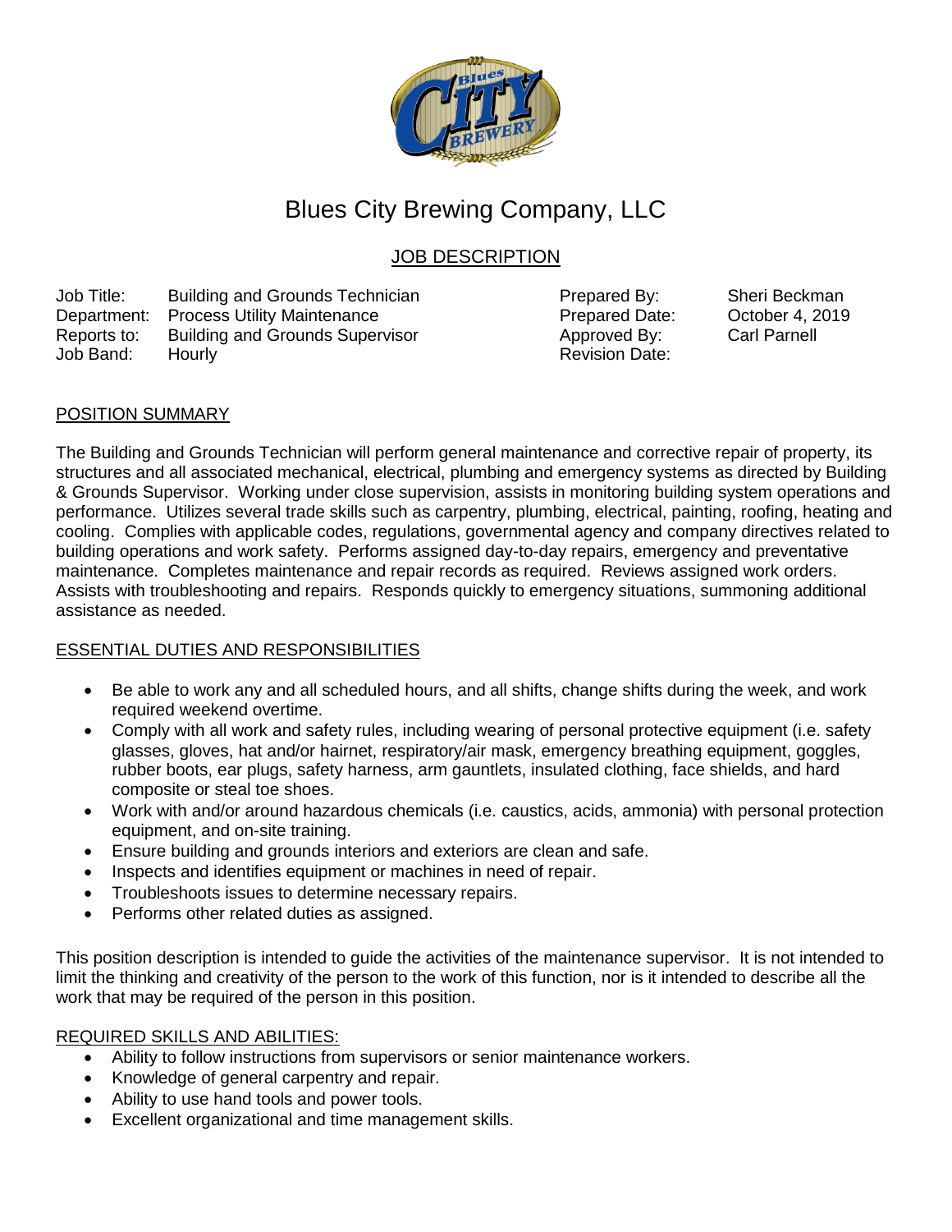# Blues City Brewing Company, LLC

## JOB DESCRIPTION

| | | | |
|---|---|---|---|
| Job Title: | Building and Grounds Technician | Prepared By: | Sheri Beckman |
| Department: | Process Utility Maintenance | Prepared Date: | October 4, 2019 |
| Reports to: | Building and Grounds Supervisor | Approved By: | Carl Parnell |
| Job Band: | Hourly | Revision Date: | |

### POSITION SUMMARY

The Building and Grounds Technician will perform general maintenance and corrective repair of property, its structures and all associated mechanical, electrical, plumbing and emergency systems as directed by Building & Grounds Supervisor. Working under close supervision, assists in monitoring building system operations and performance. Utilizes several trade skills such as carpentry, plumbing, electrical, painting, roofing, heating and cooling. Complies with applicable codes, regulations, governmental agency and company directives related to building operations and work safety. Performs assigned day-to-day repairs, emergency and preventative maintenance. Completes maintenance and repair records as required. Reviews assigned work orders. Assists with troubleshooting and repairs. Responds quickly to emergency situations, summoning additional assistance as needed.

### ESSENTIAL DUTIES AND RESPONSIBILITIES

- Be able to work any and all scheduled hours, and all shifts, change shifts during the week, and work required weekend overtime.
- Comply with all work and safety rules, including wearing of personal protective equipment (i.e. safety glasses, gloves, hat and/or hairnet, respiratory/air mask, emergency breathing equipment, goggles, rubber boots, ear plugs, safety harness, arm gauntlets, insulated clothing, face shields, and hard composite or steal toe shoes.
- Work with and/or around hazardous chemicals (i.e. caustics, acids, ammonia) with personal protection equipment, and on-site training.
- Ensure building and grounds interiors and exteriors are clean and safe.
- Inspects and identifies equipment or machines in need of repair.
- Troubleshoots issues to determine necessary repairs.
- Performs other related duties as assigned.

This position description is intended to guide the activities of the maintenance supervisor. It is not intended to limit the thinking and creativity of the person to the work of this function, nor is it intended to describe all the work that may be required of the person in this position.

### REQUIRED SKILLS AND ABILITIES:

- Ability to follow instructions from supervisors or senior maintenance workers.
- Knowledge of general carpentry and repair.
- Ability to use hand tools and power tools.
- Excellent organizational and time management skills.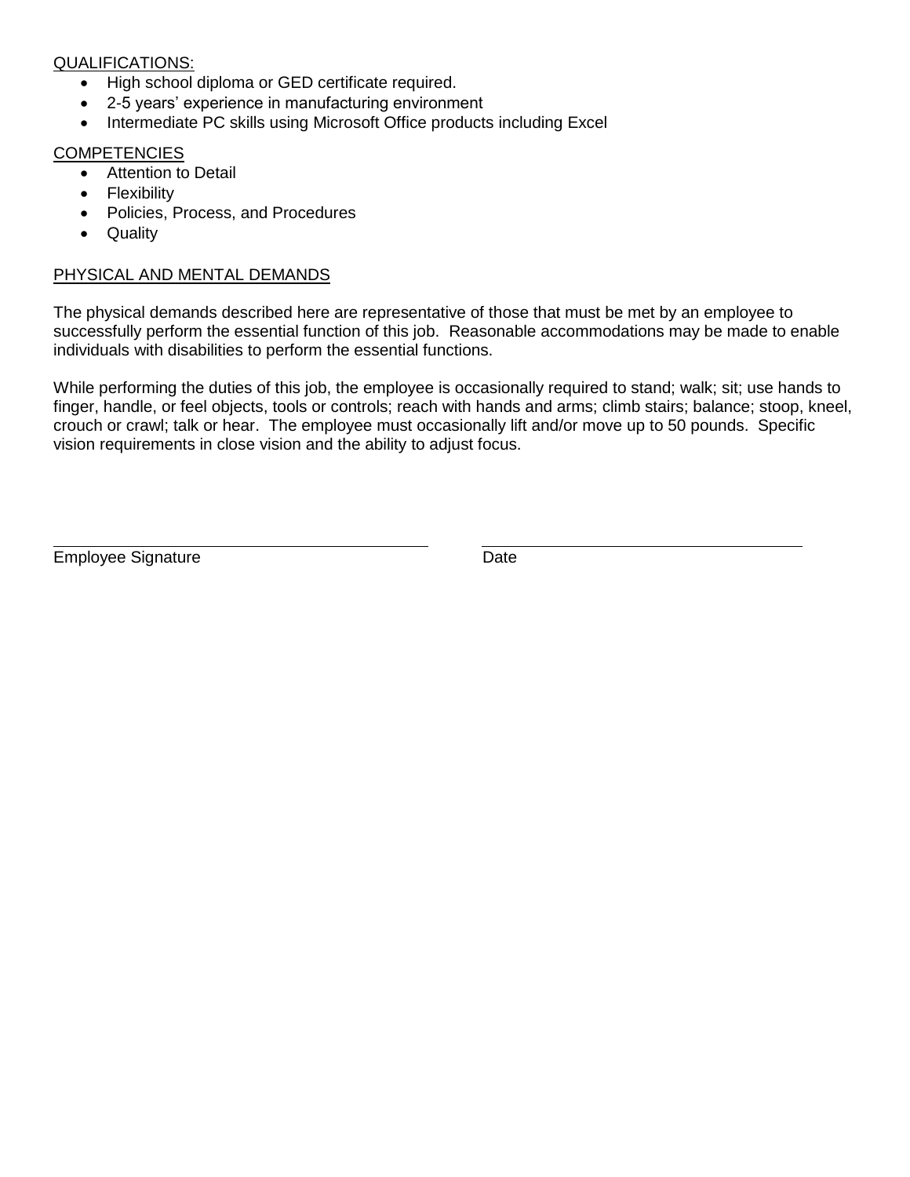QUALIFICATIONS:

- High school diploma or GED certificate required.
- 2-5 years' experience in manufacturing environment
- Intermediate PC skills using Microsoft Office products including Excel

COMPETENCIES

- Attention to Detail
- Flexibility
- Policies, Process, and Procedures
- Quality

PHYSICAL AND MENTAL DEMANDS

The physical demands described here are representative of those that must be met by an employee to successfully perform the essential function of this job. Reasonable accommodations may be made to enable individuals with disabilities to perform the essential functions.

While performing the duties of this job, the employee is occasionally required to stand; walk; sit; use hands to finger, handle, or feel objects, tools or controls; reach with hands and arms; climb stairs; balance; stoop, kneel, crouch or crawl; talk or hear. The employee must occasionally lift and/or move up to 50 pounds. Specific vision requirements in close vision and the ability to adjust focus.

______________________________ ______________________________

Employee Signature Date